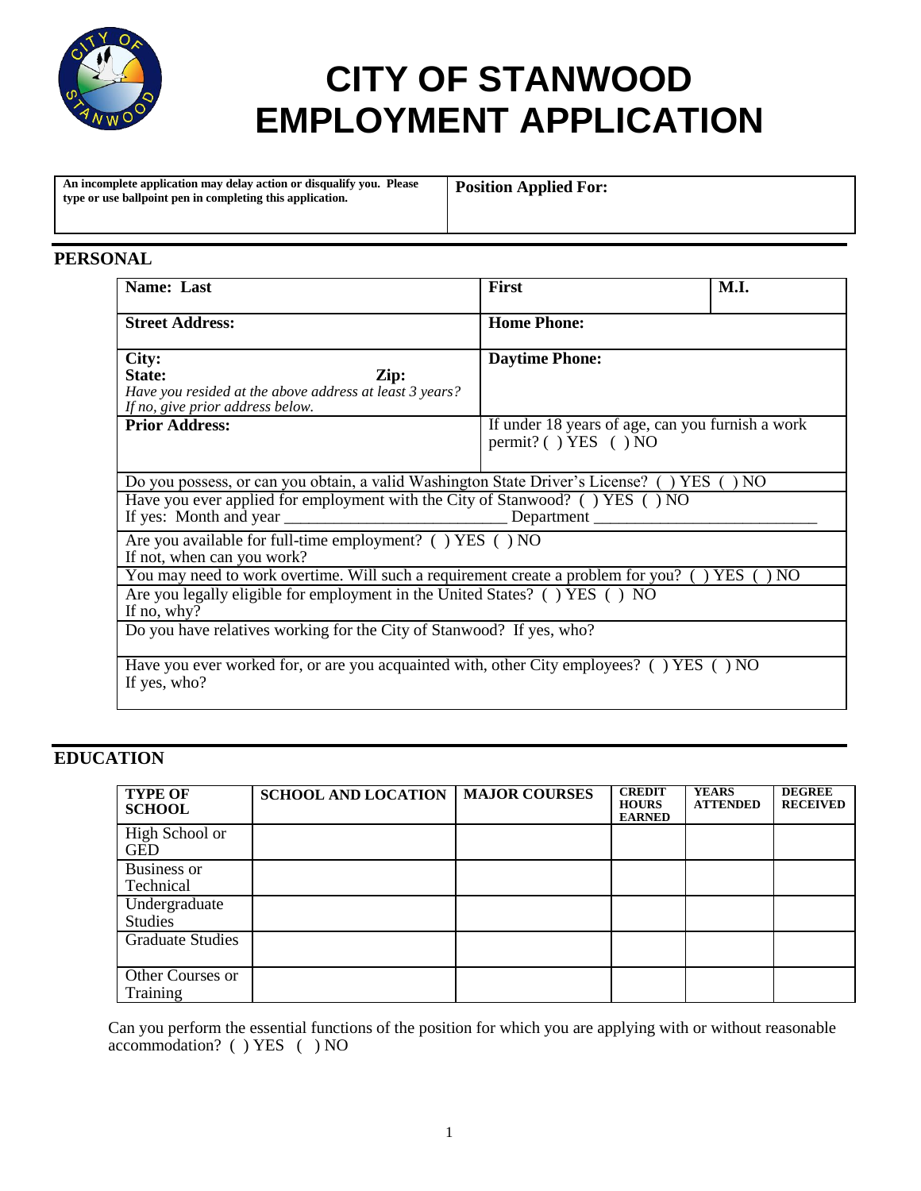# CITY OF STANWOOD EMPLOYMENT APPLICATION

| **An incomplete application may delay action or disqualify you. Please type or use ballpoint pen in completing this application.** | **Position Applied For:** |
| --- | --- |

## PERSONAL

| **Name: Last** | **First** | **M.I.** |
| --- | --- | --- |
| **Street Address:** | **Home Phone:** | |
| **City:**<br>**State:** **Zip:**<br>*Have you resided at the above address at least 3 years? If no, give prior address below.* | **Daytime Phone:** | |
| **Prior Address:** | If under 18 years of age, can you furnish a work permit? ( ) YES ( ) NO | |

Do you possess, or can you obtain, a valid Washington State Driver's License? ( ) YES ( ) NO

Have you ever applied for employment with the City of Stanwood? ( ) YES ( ) NO
If yes: Month and year __________________________ Department __________________________

Are you available for full-time employment? ( ) YES ( ) NO
If not, when can you work?

You may need to work overtime. Will such a requirement create a problem for you? ( ) YES ( ) NO

Are you legally eligible for employment in the United States? ( ) YES ( ) NO
If no, why?

Do you have relatives working for the City of Stanwood? If yes, who?

Have you ever worked for, or are you acquainted with, other City employees? ( ) YES ( ) NO
If yes, who?

## EDUCATION

| TYPE OF SCHOOL | SCHOOL AND LOCATION | MAJOR COURSES | CREDIT HOURS EARNED | YEARS ATTENDED | DEGREE RECEIVED |
| --- | --- | --- | --- | --- | --- |
| High School or GED | | | | | |
| Business or Technical | | | | | |
| Undergraduate Studies | | | | | |
| Graduate Studies | | | | | |
| Other Courses or Training | | | | | |

Can you perform the essential functions of the position for which you are applying with or without reasonable accommodation? ( ) YES ( ) NO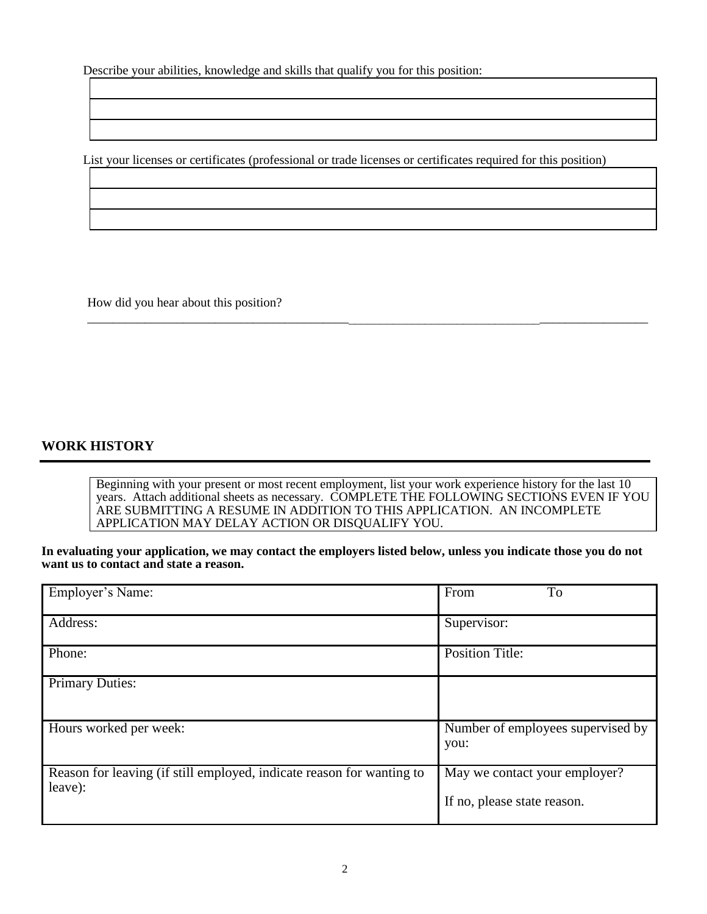Describe your abilities, knowledge and skills that qualify you for this position:

| |
|---|
| |
| |
| |

List your licenses or certificates (professional or trade licenses or certificates required for this position)

| |
|---|
| |
| |
| |

How did you hear about this position?

_______________________________________________________________________________

## WORK HISTORY

Beginning with your present or most recent employment, list your work experience history for the last 10 years. Attach additional sheets as necessary. COMPLETE THE FOLLOWING SECTIONS EVEN IF YOU ARE SUBMITTING A RESUME IN ADDITION TO THIS APPLICATION. AN INCOMPLETE APPLICATION MAY DELAY ACTION OR DISQUALIFY YOU.

**In evaluating your application, we may contact the employers listed below, unless you indicate those you do not want us to contact and state a reason.**

| Employer's Name: | From To |
|---|---|
| Address: | Supervisor: |
| Phone: | Position Title: |
| Primary Duties: | |
| Hours worked per week: | Number of employees supervised by you: |
| Reason for leaving (if still employed, indicate reason for wanting to leave): | May we contact your employer? If no, please state reason. |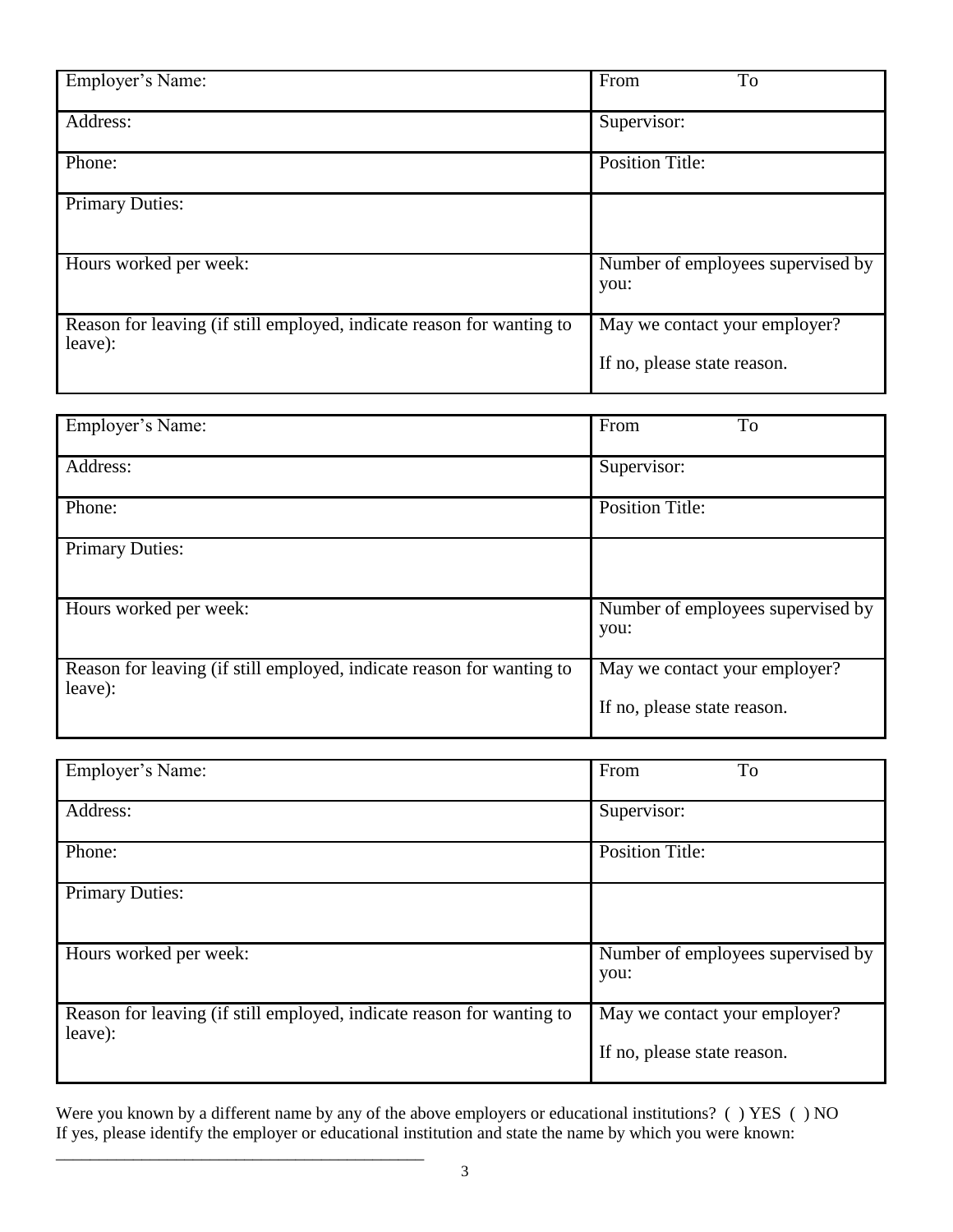| Employer's Name: | From To |
|---|---|
| Address: | Supervisor: |
| Phone: | Position Title: |
| Primary Duties: | |
| Hours worked per week: | Number of employees supervised by you: |
| Reason for leaving (if still employed, indicate reason for wanting to leave): | May we contact your employer?<br><br>If no, please state reason. |

| Employer's Name: | From To |
|---|---|
| Address: | Supervisor: |
| Phone: | Position Title: |
| Primary Duties: | |
| Hours worked per week: | Number of employees supervised by you: |
| Reason for leaving (if still employed, indicate reason for wanting to leave): | May we contact your employer?<br><br>If no, please state reason. |

| Employer's Name: | From To |
|---|---|
| Address: | Supervisor: |
| Phone: | Position Title: |
| Primary Duties: | |
| Hours worked per week: | Number of employees supervised by you: |
| Reason for leaving (if still employed, indicate reason for wanting to leave): | May we contact your employer?<br><br>If no, please state reason. |

Were you known by a different name by any of the above employers or educational institutions? ( ) YES ( ) NO
If yes, please identify the employer or educational institution and state the name by which you were known:

_______________________________________________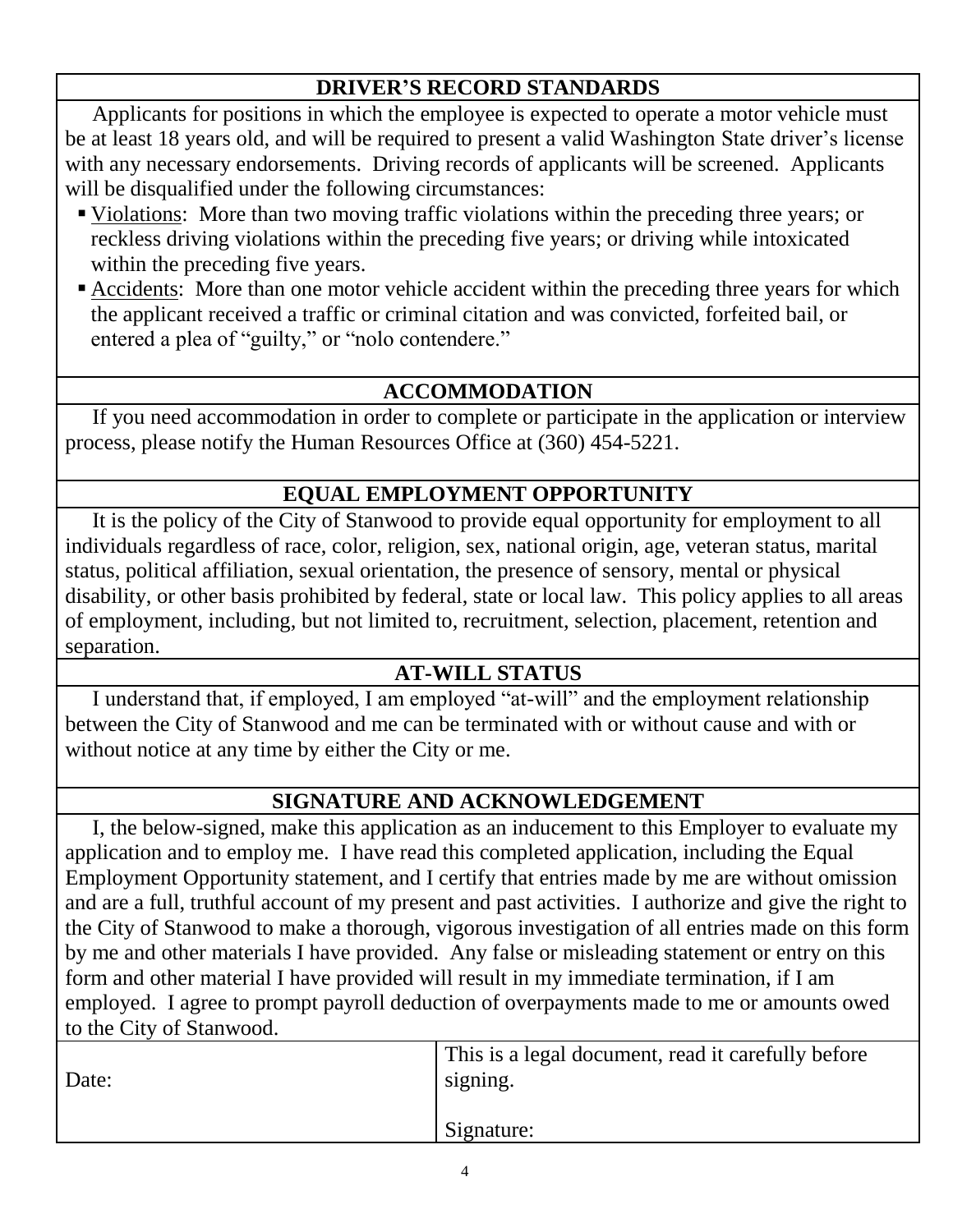## DRIVER'S RECORD STANDARDS

Applicants for positions in which the employee is expected to operate a motor vehicle must be at least 18 years old, and will be required to present a valid Washington State driver's license with any necessary endorsements. Driving records of applicants will be screened. Applicants will be disqualified under the following circumstances:

- Violations: More than two moving traffic violations within the preceding three years; or reckless driving violations within the preceding five years; or driving while intoxicated within the preceding five years.
- Accidents: More than one motor vehicle accident within the preceding three years for which the applicant received a traffic or criminal citation and was convicted, forfeited bail, or entered a plea of "guilty," or "nolo contendere."

## ACCOMMODATION

If you need accommodation in order to complete or participate in the application or interview process, please notify the Human Resources Office at (360) 454-5221.

## EQUAL EMPLOYMENT OPPORTUNITY

It is the policy of the City of Stanwood to provide equal opportunity for employment to all individuals regardless of race, color, religion, sex, national origin, age, veteran status, marital status, political affiliation, sexual orientation, the presence of sensory, mental or physical disability, or other basis prohibited by federal, state or local law. This policy applies to all areas of employment, including, but not limited to, recruitment, selection, placement, retention and separation.

## AT-WILL STATUS

I understand that, if employed, I am employed "at-will" and the employment relationship between the City of Stanwood and me can be terminated with or without cause and with or without notice at any time by either the City or me.

## SIGNATURE AND ACKNOWLEDGEMENT

I, the below-signed, make this application as an inducement to this Employer to evaluate my application and to employ me. I have read this completed application, including the Equal Employment Opportunity statement, and I certify that entries made by me are without omission and are a full, truthful account of my present and past activities. I authorize and give the right to the City of Stanwood to make a thorough, vigorous investigation of all entries made on this form by me and other materials I have provided. Any false or misleading statement or entry on this form and other material I have provided will result in my immediate termination, if I am employed. I agree to prompt payroll deduction of overpayments made to me or amounts owed to the City of Stanwood.

| Date: | This is a legal document, read it carefully before signing.<br><br>Signature: |
|---|---|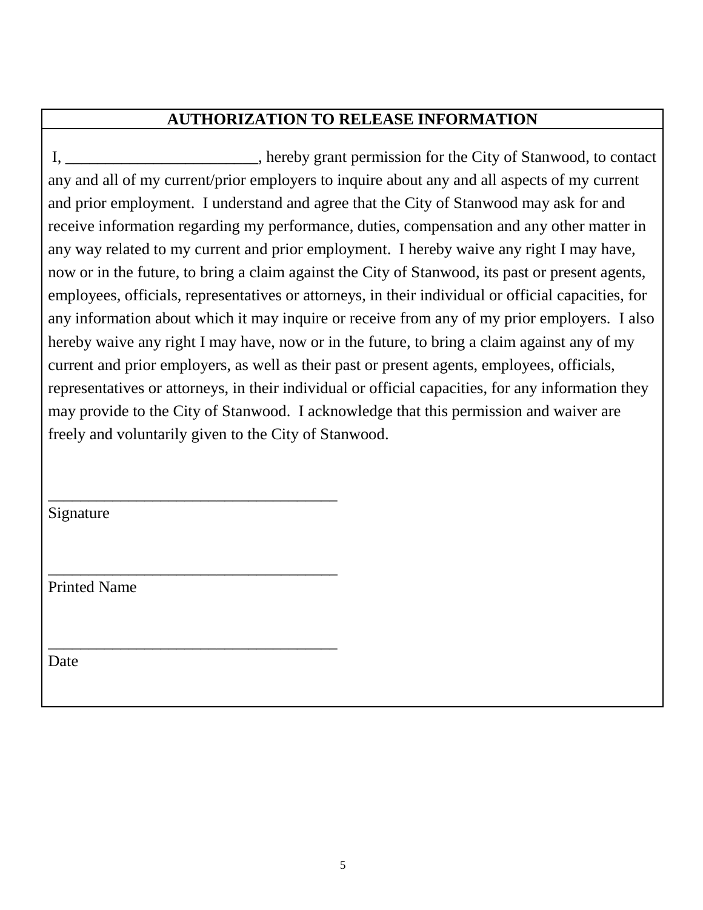## AUTHORIZATION TO RELEASE INFORMATION

I, ________________________, hereby grant permission for the City of Stanwood, to contact any and all of my current/prior employers to inquire about any and all aspects of my current and prior employment. I understand and agree that the City of Stanwood may ask for and receive information regarding my performance, duties, compensation and any other matter in any way related to my current and prior employment. I hereby waive any right I may have, now or in the future, to bring a claim against the City of Stanwood, its past or present agents, employees, officials, representatives or attorneys, in their individual or official capacities, for any information about which it may inquire or receive from any of my prior employers. I also hereby waive any right I may have, now or in the future, to bring a claim against any of my current and prior employers, as well as their past or present agents, employees, officials, representatives or attorneys, in their individual or official capacities, for any information they may provide to the City of Stanwood. I acknowledge that this permission and waiver are freely and voluntarily given to the City of Stanwood.

____________________________________
Signature

____________________________________
Printed Name

____________________________________
Date